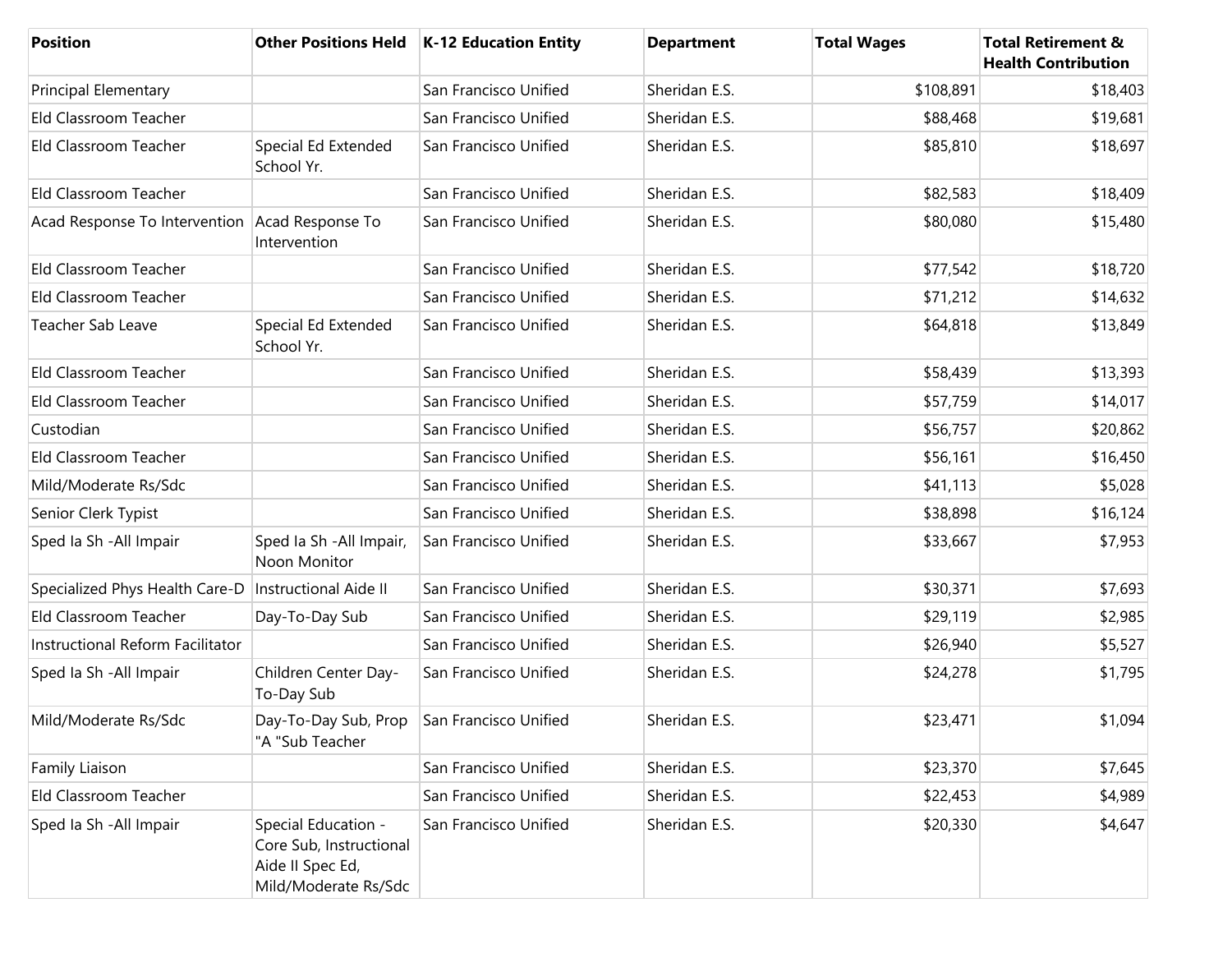| Position | Other Positions Held | K-12 Education Entity | Department | Total Wages | Total Retirement & Health Contribution |
|---|---|---|---|---|---|
| Principal Elementary | | San Francisco Unified | Sheridan E.S. | $108,891 | $18,403 |
| Eld Classroom Teacher | | San Francisco Unified | Sheridan E.S. | $88,468 | $19,681 |
| Eld Classroom Teacher | Special Ed Extended School Yr. | San Francisco Unified | Sheridan E.S. | $85,810 | $18,697 |
| Eld Classroom Teacher | | San Francisco Unified | Sheridan E.S. | $82,583 | $18,409 |
| Acad Response To Intervention | Acad Response To Intervention | San Francisco Unified | Sheridan E.S. | $80,080 | $15,480 |
| Eld Classroom Teacher | | San Francisco Unified | Sheridan E.S. | $77,542 | $18,720 |
| Eld Classroom Teacher | | San Francisco Unified | Sheridan E.S. | $71,212 | $14,632 |
| Teacher Sab Leave | Special Ed Extended School Yr. | San Francisco Unified | Sheridan E.S. | $64,818 | $13,849 |
| Eld Classroom Teacher | | San Francisco Unified | Sheridan E.S. | $58,439 | $13,393 |
| Eld Classroom Teacher | | San Francisco Unified | Sheridan E.S. | $57,759 | $14,017 |
| Custodian | | San Francisco Unified | Sheridan E.S. | $56,757 | $20,862 |
| Eld Classroom Teacher | | San Francisco Unified | Sheridan E.S. | $56,161 | $16,450 |
| Mild/Moderate Rs/Sdc | | San Francisco Unified | Sheridan E.S. | $41,113 | $5,028 |
| Senior Clerk Typist | | San Francisco Unified | Sheridan E.S. | $38,898 | $16,124 |
| Sped Ia Sh -All Impair | Sped Ia Sh -All Impair, Noon Monitor | San Francisco Unified | Sheridan E.S. | $33,667 | $7,953 |
| Specialized Phys Health Care-D | Instructional Aide II | San Francisco Unified | Sheridan E.S. | $30,371 | $7,693 |
| Eld Classroom Teacher | Day-To-Day Sub | San Francisco Unified | Sheridan E.S. | $29,119 | $2,985 |
| Instructional Reform Facilitator | | San Francisco Unified | Sheridan E.S. | $26,940 | $5,527 |
| Sped Ia Sh -All Impair | Children Center Day-To-Day Sub | San Francisco Unified | Sheridan E.S. | $24,278 | $1,795 |
| Mild/Moderate Rs/Sdc | Day-To-Day Sub, Prop "A "Sub Teacher | San Francisco Unified | Sheridan E.S. | $23,471 | $1,094 |
| Family Liaison | | San Francisco Unified | Sheridan E.S. | $23,370 | $7,645 |
| Eld Classroom Teacher | | San Francisco Unified | Sheridan E.S. | $22,453 | $4,989 |
| Sped Ia Sh -All Impair | Special Education - Core Sub, Instructional Aide II Spec Ed, Mild/Moderate Rs/Sdc | San Francisco Unified | Sheridan E.S. | $20,330 | $4,647 |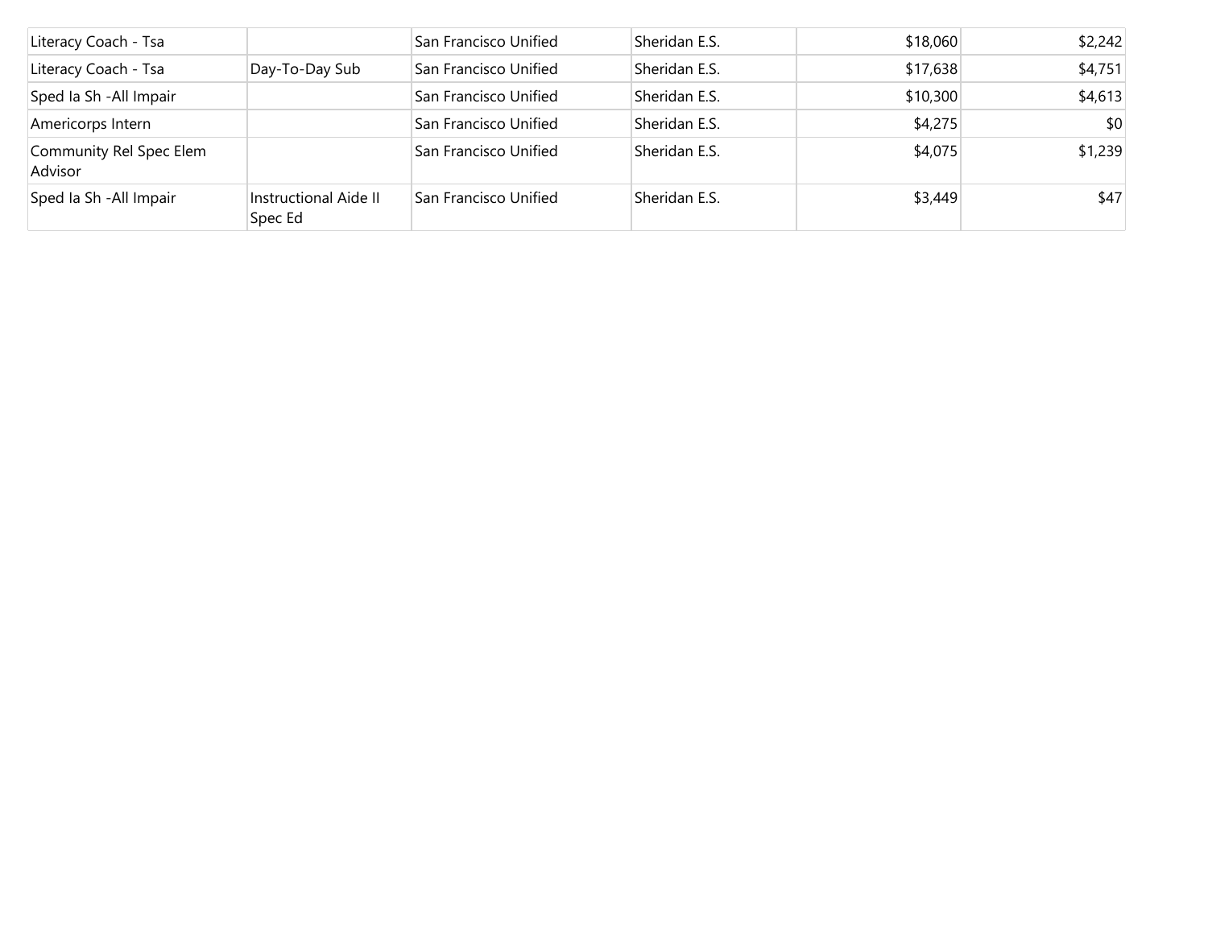| | | | | | |
|---|---|---|---|---|---|
| Literacy Coach - Tsa | | San Francisco Unified | Sheridan E.S. | $18,060 | $2,242 |
| Literacy Coach - Tsa | Day-To-Day Sub | San Francisco Unified | Sheridan E.S. | $17,638 | $4,751 |
| Sped Ia Sh -All Impair | | San Francisco Unified | Sheridan E.S. | $10,300 | $4,613 |
| Americorps Intern | | San Francisco Unified | Sheridan E.S. | $4,275 | $0 |
| Community Rel Spec Elem Advisor | | San Francisco Unified | Sheridan E.S. | $4,075 | $1,239 |
| Sped Ia Sh -All Impair | Instructional Aide II Spec Ed | San Francisco Unified | Sheridan E.S. | $3,449 | $47 |